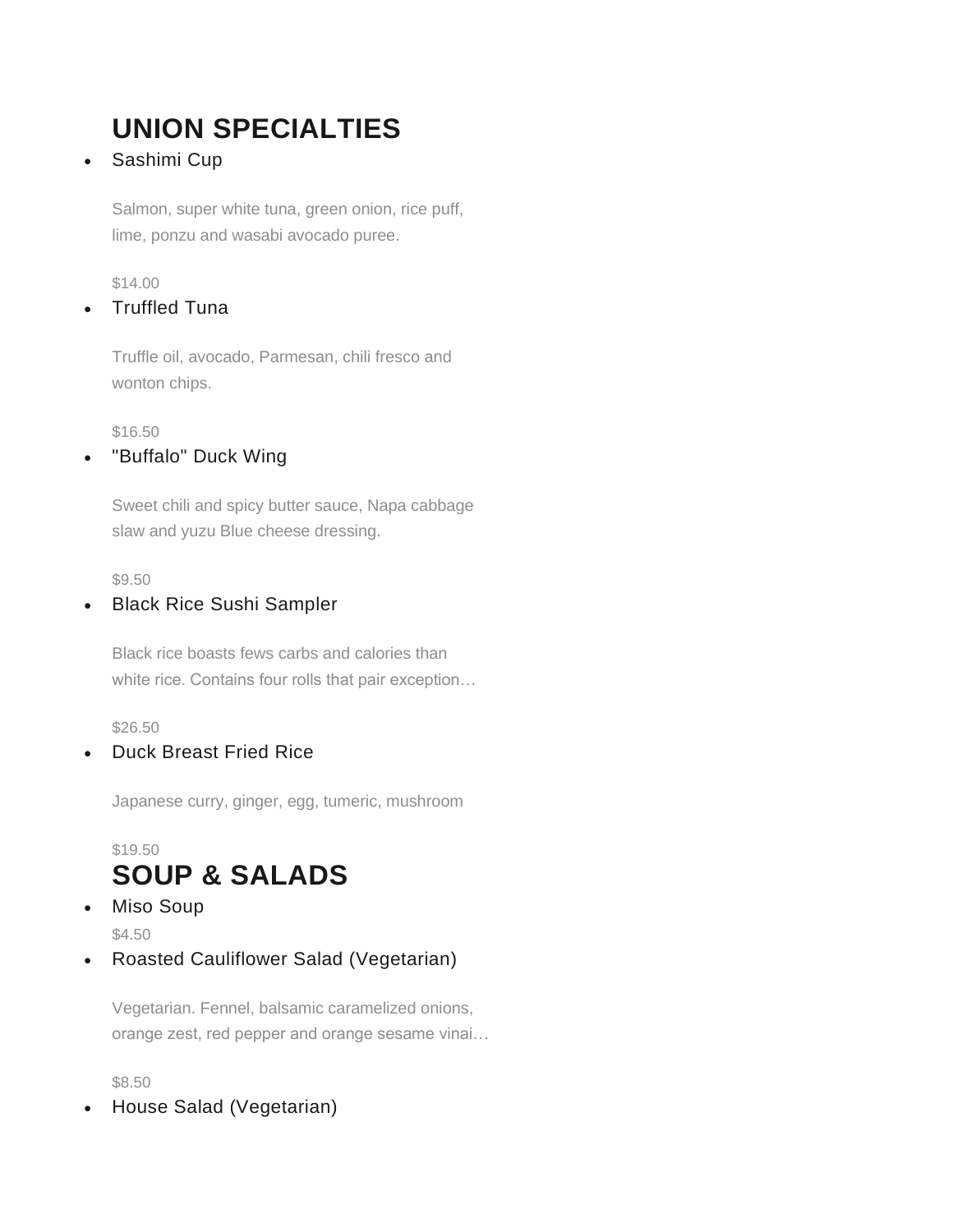## UNION SPECIALTIES

- Sashimi Cup

  Salmon, super white tuna, green onion, rice puff, lime, ponzu and wasabi avocado puree.

  $14.00

- Truffled Tuna

  Truffle oil, avocado, Parmesan, chili fresco and wonton chips.

  $16.50

- "Buffalo" Duck Wing

  Sweet chili and spicy butter sauce, Napa cabbage slaw and yuzu Blue cheese dressing.

  $9.50

- Black Rice Sushi Sampler

  Black rice boasts fews carbs and calories than white rice. Contains four rolls that pair exception…

  $26.50

- Duck Breast Fried Rice

  Japanese curry, ginger, egg, tumeric, mushroom

  $19.50

## SOUP & SALADS

- Miso Soup

  $4.50

- Roasted Cauliflower Salad (Vegetarian)

  Vegetarian. Fennel, balsamic caramelized onions, orange zest, red pepper and orange sesame vinai…

  $8.50

- House Salad (Vegetarian)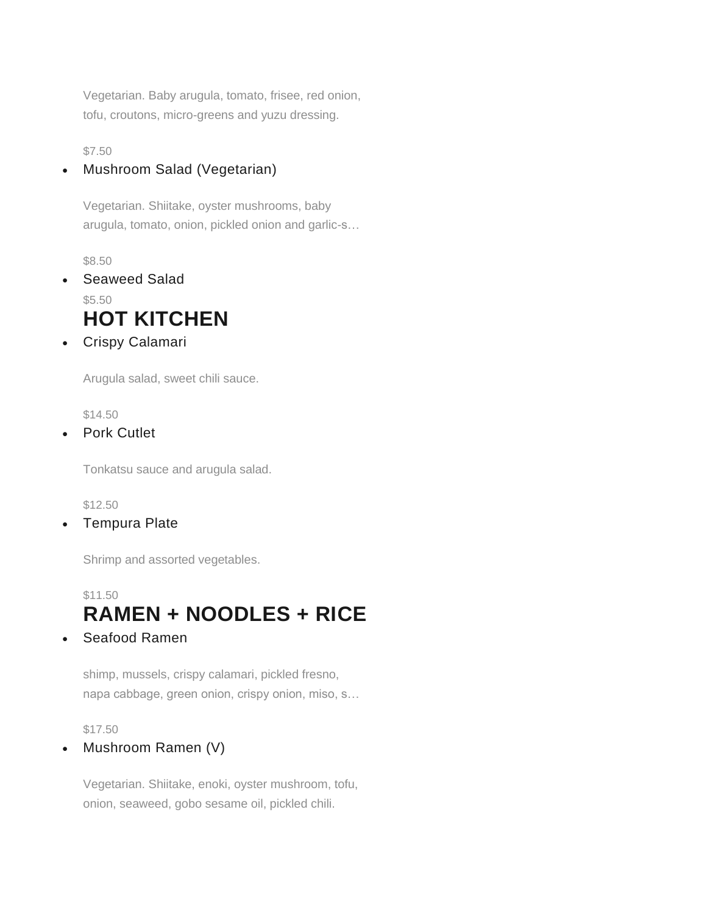Vegetarian. Baby arugula, tomato, frisee, red onion, tofu, croutons, micro-greens and yuzu dressing.

$7.50

- Mushroom Salad (Vegetarian)

  Vegetarian. Shiitake, oyster mushrooms, baby arugula, tomato, onion, pickled onion and garlic-s…

  $8.50

- Seaweed Salad

  $5.50

## HOT KITCHEN

- Crispy Calamari

  Arugula salad, sweet chili sauce.

  $14.50

- Pork Cutlet

  Tonkatsu sauce and arugula salad.

  $12.50

- Tempura Plate

  Shrimp and assorted vegetables.

  $11.50

## RAMEN + NOODLES + RICE

- Seafood Ramen

  shimp, mussels, crispy calamari, pickled fresno, napa cabbage, green onion, crispy onion, miso, s…

  $17.50

- Mushroom Ramen (V)

  Vegetarian. Shiitake, enoki, oyster mushroom, tofu, onion, seaweed, gobo sesame oil, pickled chili.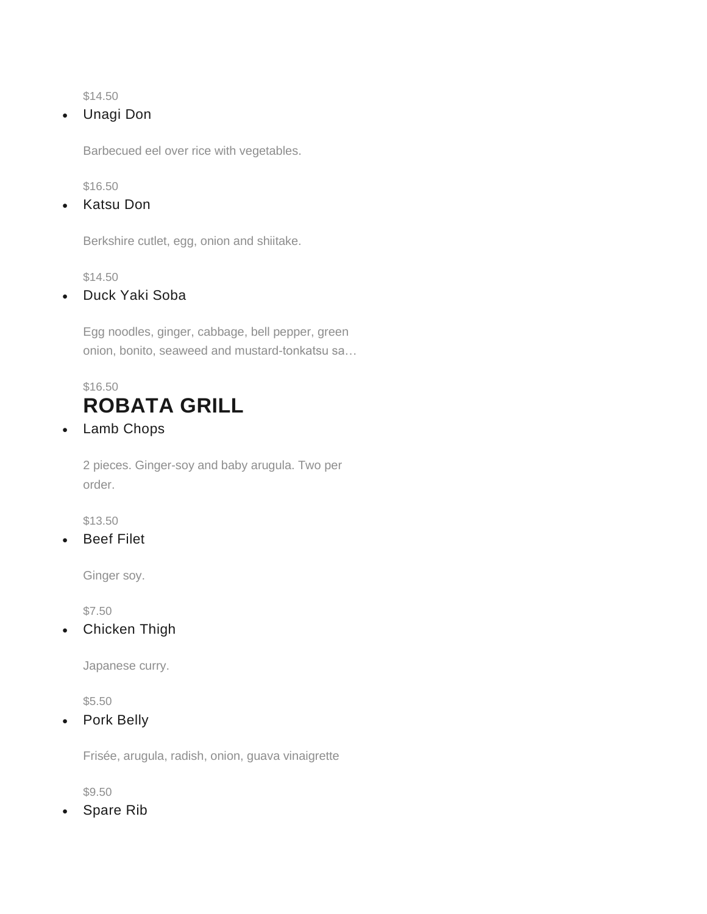$14.50

- Unagi Don

  Barbecued eel over rice with vegetables.

  $16.50

- Katsu Don

  Berkshire cutlet, egg, onion and shiitake.

  $14.50

- Duck Yaki Soba

  Egg noodles, ginger, cabbage, bell pepper, green onion, bonito, seaweed and mustard-tonkatsu sa…

  $16.50

## ROBATA GRILL

- Lamb Chops

  2 pieces. Ginger-soy and baby arugula. Two per order.

  $13.50

- Beef Filet

  Ginger soy.

  $7.50

- Chicken Thigh

  Japanese curry.

  $5.50

- Pork Belly

  Frisée, arugula, radish, onion, guava vinaigrette

  $9.50

- Spare Rib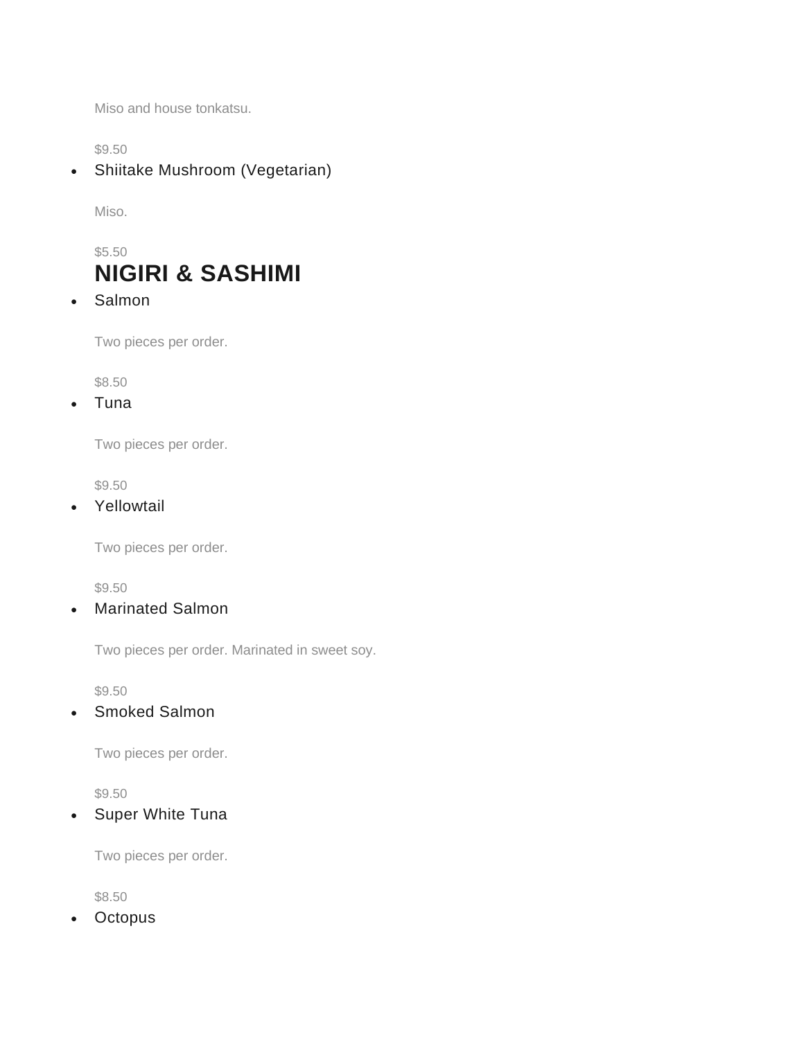Miso and house tonkatsu.

$9.50

- Shiitake Mushroom (Vegetarian)

  Miso.

  $5.50

## NIGIRI & SASHIMI

- Salmon

  Two pieces per order.

  $8.50

- Tuna

  Two pieces per order.

  $9.50

- Yellowtail

  Two pieces per order.

  $9.50

- Marinated Salmon

  Two pieces per order. Marinated in sweet soy.

  $9.50

- Smoked Salmon

  Two pieces per order.

  $9.50

- Super White Tuna

  Two pieces per order.

  $8.50

- Octopus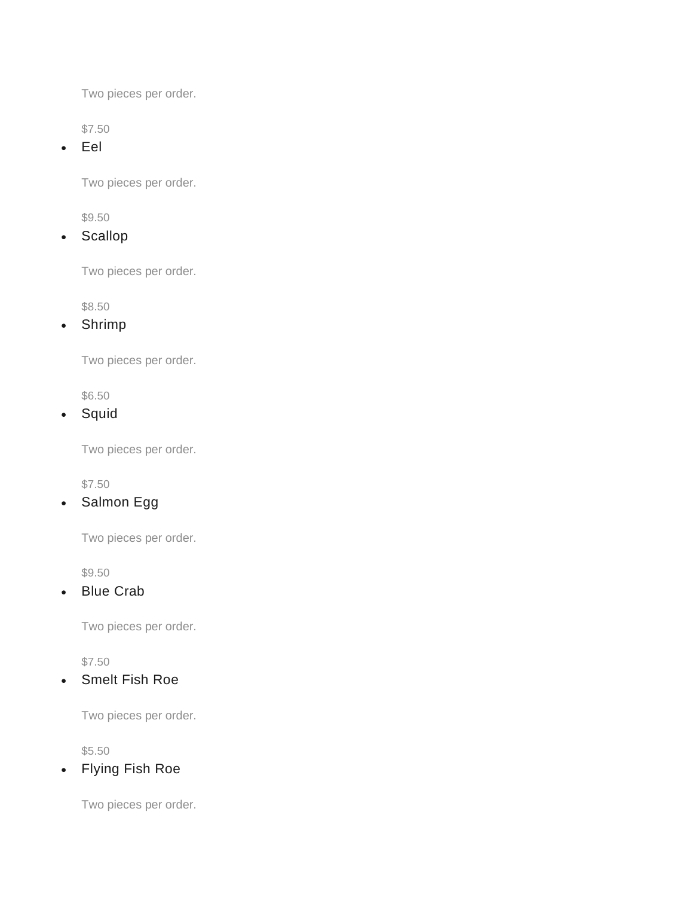Two pieces per order.

$7.50

- Eel

  Two pieces per order.

  $9.50

- Scallop

  Two pieces per order.

  $8.50

- Shrimp

  Two pieces per order.

  $6.50

- Squid

  Two pieces per order.

  $7.50

- Salmon Egg

  Two pieces per order.

  $9.50

- Blue Crab

  Two pieces per order.

  $7.50

- Smelt Fish Roe

  Two pieces per order.

  $5.50

- Flying Fish Roe

  Two pieces per order.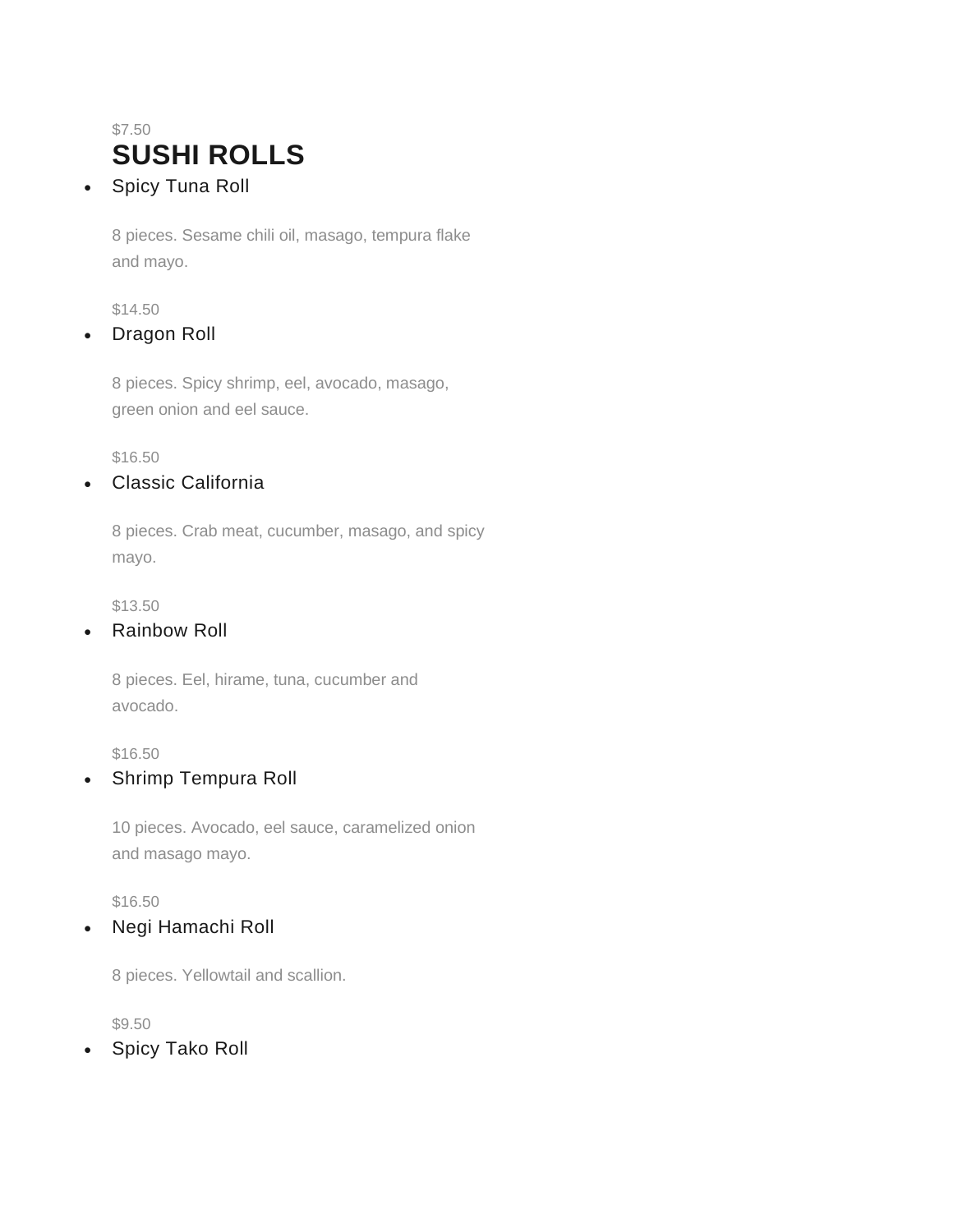$7.50

## SUSHI ROLLS

- Spicy Tuna Roll

  8 pieces. Sesame chili oil, masago, tempura flake and mayo.

  $14.50

- Dragon Roll

  8 pieces. Spicy shrimp, eel, avocado, masago, green onion and eel sauce.

  $16.50

- Classic California

  8 pieces. Crab meat, cucumber, masago, and spicy mayo.

  $13.50

- Rainbow Roll

  8 pieces. Eel, hirame, tuna, cucumber and avocado.

  $16.50

- Shrimp Tempura Roll

  10 pieces. Avocado, eel sauce, caramelized onion and masago mayo.

  $16.50

- Negi Hamachi Roll

  8 pieces. Yellowtail and scallion.

  $9.50

- Spicy Tako Roll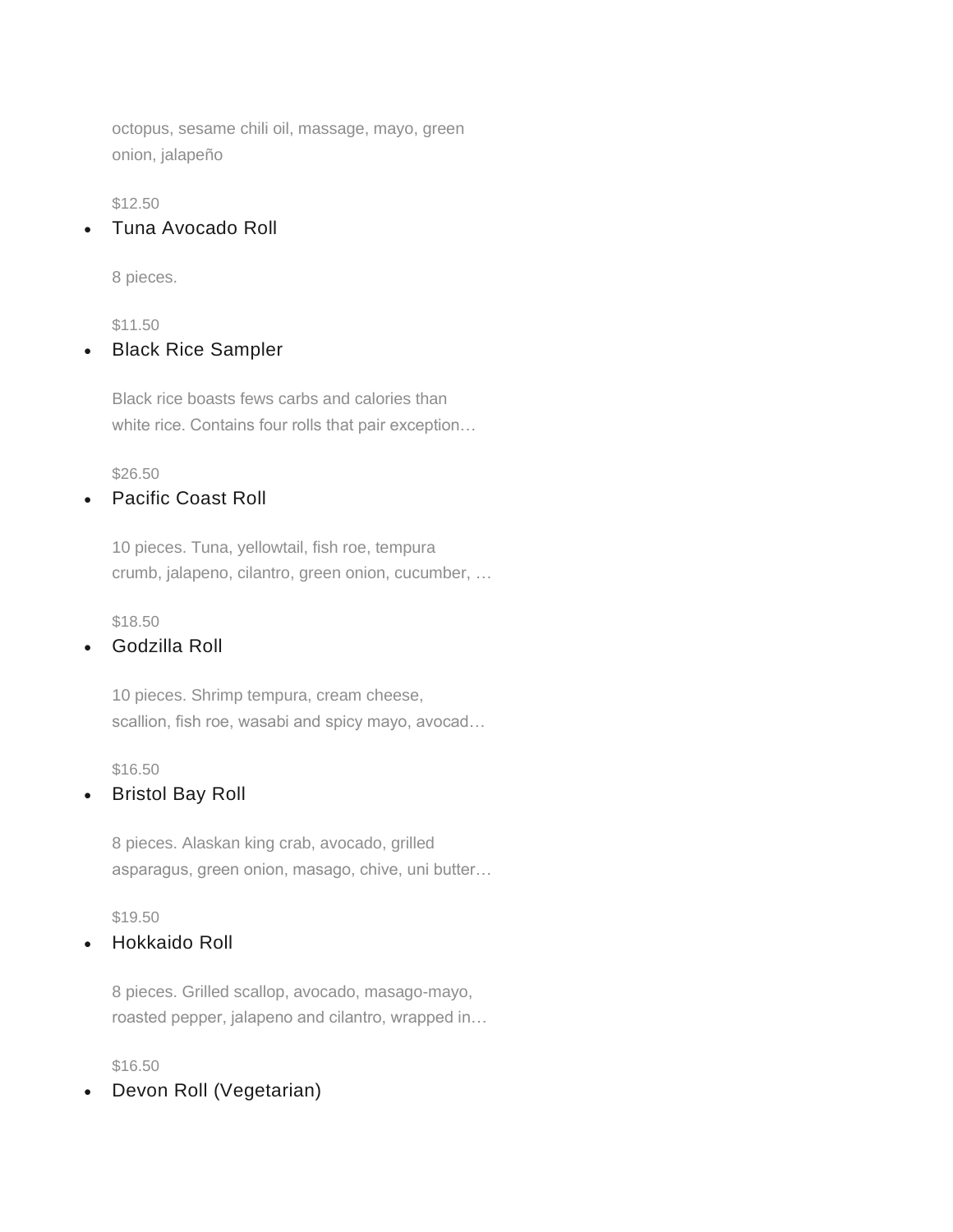octopus, sesame chili oil, massage, mayo, green onion, jalapeño

$12.50

- Tuna Avocado Roll

  8 pieces.

  $11.50

- Black Rice Sampler

  Black rice boasts fews carbs and calories than white rice. Contains four rolls that pair exception…

  $26.50

- Pacific Coast Roll

  10 pieces. Tuna, yellowtail, fish roe, tempura crumb, jalapeno, cilantro, green onion, cucumber, …

  $18.50

- Godzilla Roll

  10 pieces. Shrimp tempura, cream cheese, scallion, fish roe, wasabi and spicy mayo, avocad…

  $16.50

- Bristol Bay Roll

  8 pieces. Alaskan king crab, avocado, grilled asparagus, green onion, masago, chive, uni butter…

  $19.50

- Hokkaido Roll

  8 pieces. Grilled scallop, avocado, masago-mayo, roasted pepper, jalapeno and cilantro, wrapped in…

  $16.50

- Devon Roll (Vegetarian)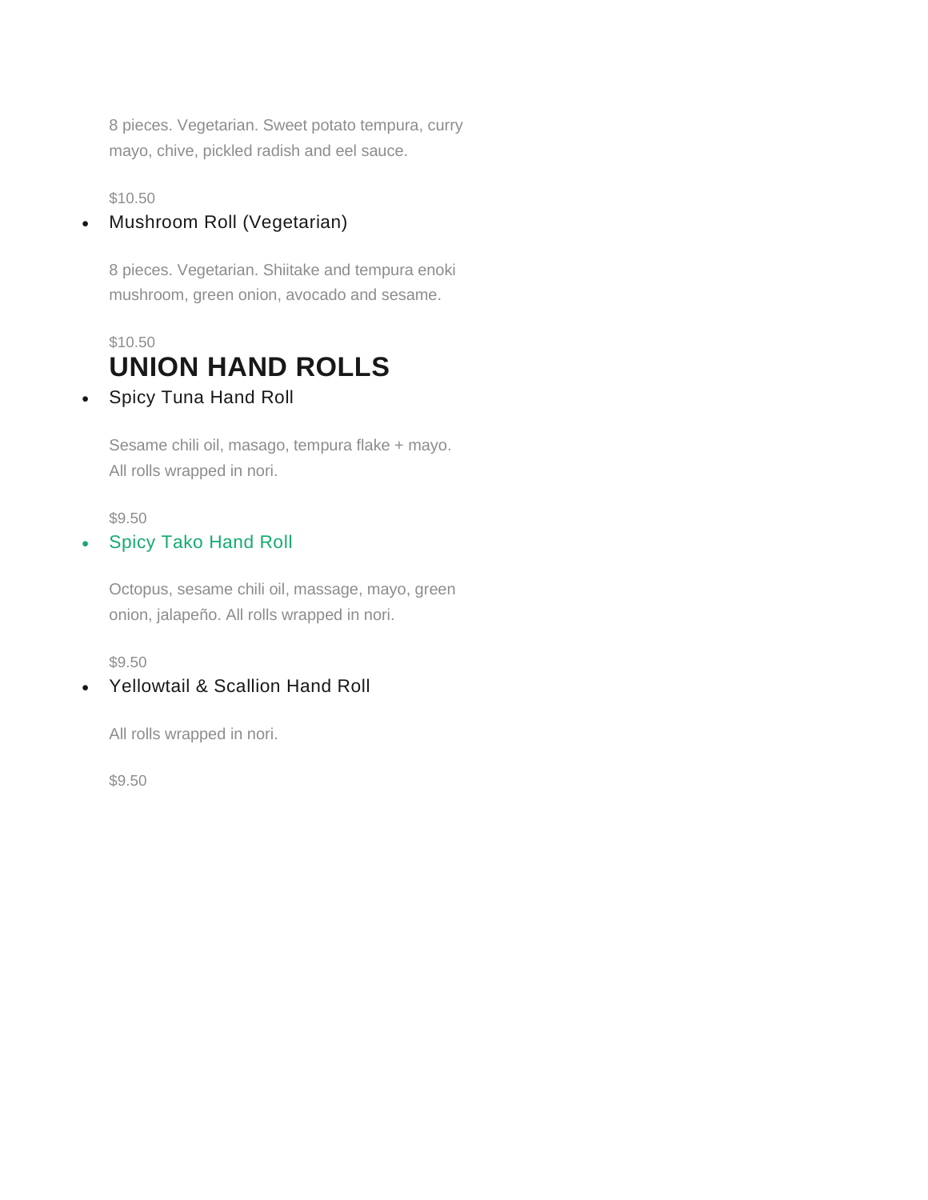8 pieces. Vegetarian. Sweet potato tempura, curry mayo, chive, pickled radish and eel sauce.

$10.50

- Mushroom Roll (Vegetarian)

  8 pieces. Vegetarian. Shiitake and tempura enoki mushroom, green onion, avocado and sesame.

  $10.50

## UNION HAND ROLLS

- Spicy Tuna Hand Roll

  Sesame chili oil, masago, tempura flake + mayo. All rolls wrapped in nori.

  $9.50

- Spicy Tako Hand Roll

  Octopus, sesame chili oil, massage, mayo, green onion, jalapeño. All rolls wrapped in nori.

  $9.50

- Yellowtail & Scallion Hand Roll

  All rolls wrapped in nori.

  $9.50